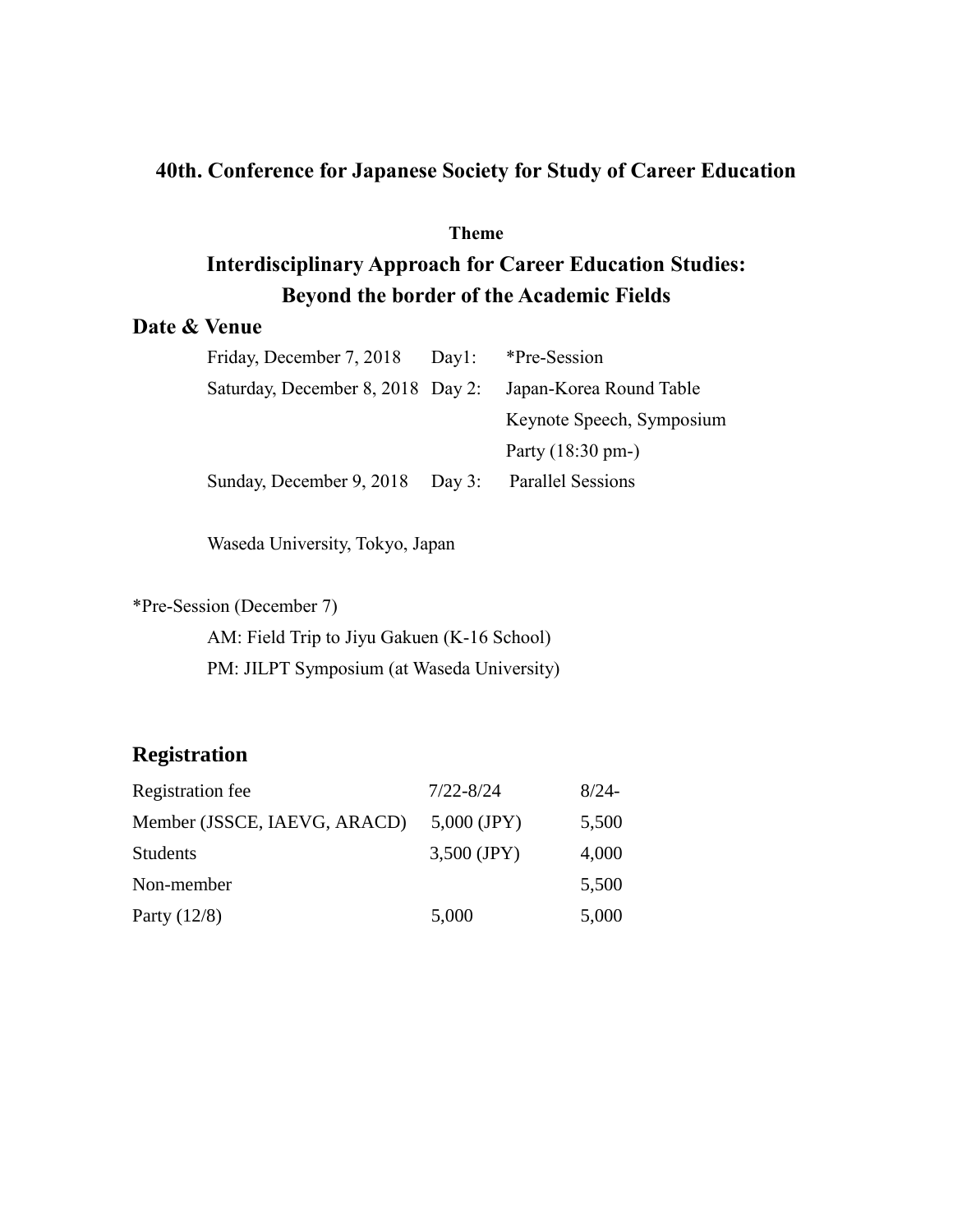# 40th. Conference for Japanese Society for Study of Career Education

**Theme**

## Interdisciplinary Approach for Career Education Studies: Beyond the border of the Academic Fields

## Date & Venue

| | | |
|---|---|---|
| Friday, December 7, 2018 | Day1: | *Pre-Session |
| Saturday, December 8, 2018 | Day 2: | Japan-Korea Round Table |
| | | Keynote Speech, Symposium |
| | | Party (18:30 pm-) |
| Sunday, December 9, 2018 | Day 3: | Parallel Sessions |

Waseda University, Tokyo, Japan

*Pre-Session (December 7)

AM: Field Trip to Jiyu Gakuen (K-16 School)

PM: JILPT Symposium (at Waseda University)

## Registration

| Registration fee | 7/22-8/24 | 8/24- |
|---|---|---|
| Member (JSSCE, IAEVG, ARACD) | 5,000 (JPY) | 5,500 |
| Students | 3,500 (JPY) | 4,000 |
| Non-member | | 5,500 |
| Party (12/8) | 5,000 | 5,000 |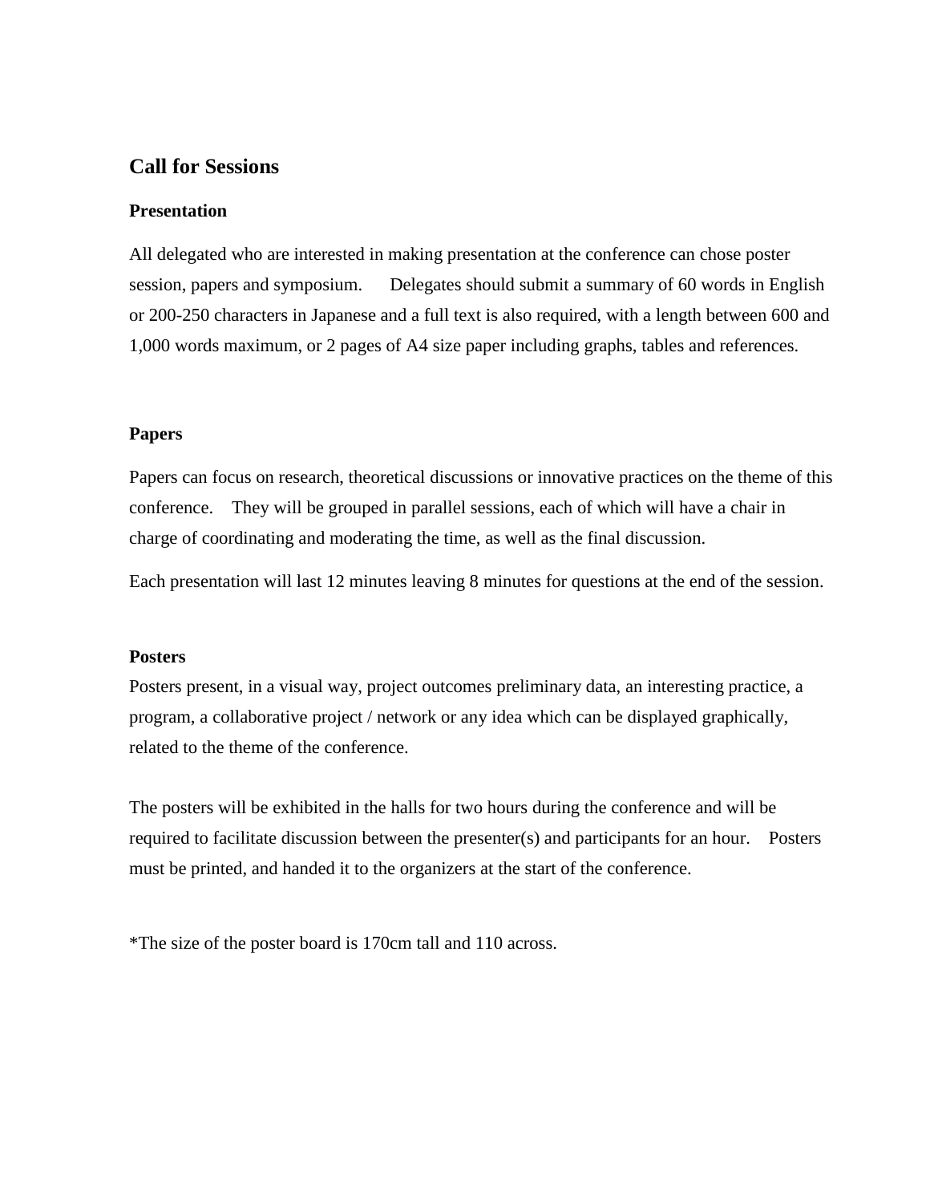## Call for Sessions

### Presentation

All delegated who are interested in making presentation at the conference can chose poster session, papers and symposium.　Delegates should submit a summary of 60 words in English or 200-250 characters in Japanese and a full text is also required, with a length between 600 and 1,000 words maximum, or 2 pages of A4 size paper including graphs, tables and references.

### Papers

Papers can focus on research, theoretical discussions or innovative practices on the theme of this conference.　They will be grouped in parallel sessions, each of which will have a chair in charge of coordinating and moderating the time, as well as the final discussion.

Each presentation will last 12 minutes leaving 8 minutes for questions at the end of the session.

### Posters

Posters present, in a visual way, project outcomes preliminary data, an interesting practice, a program, a collaborative project / network or any idea which can be displayed graphically, related to the theme of the conference.

The posters will be exhibited in the halls for two hours during the conference and will be required to facilitate discussion between the presenter(s) and participants for an hour.　Posters must be printed, and handed it to the organizers at the start of the conference.

*The size of the poster board is 170cm tall and 110 across.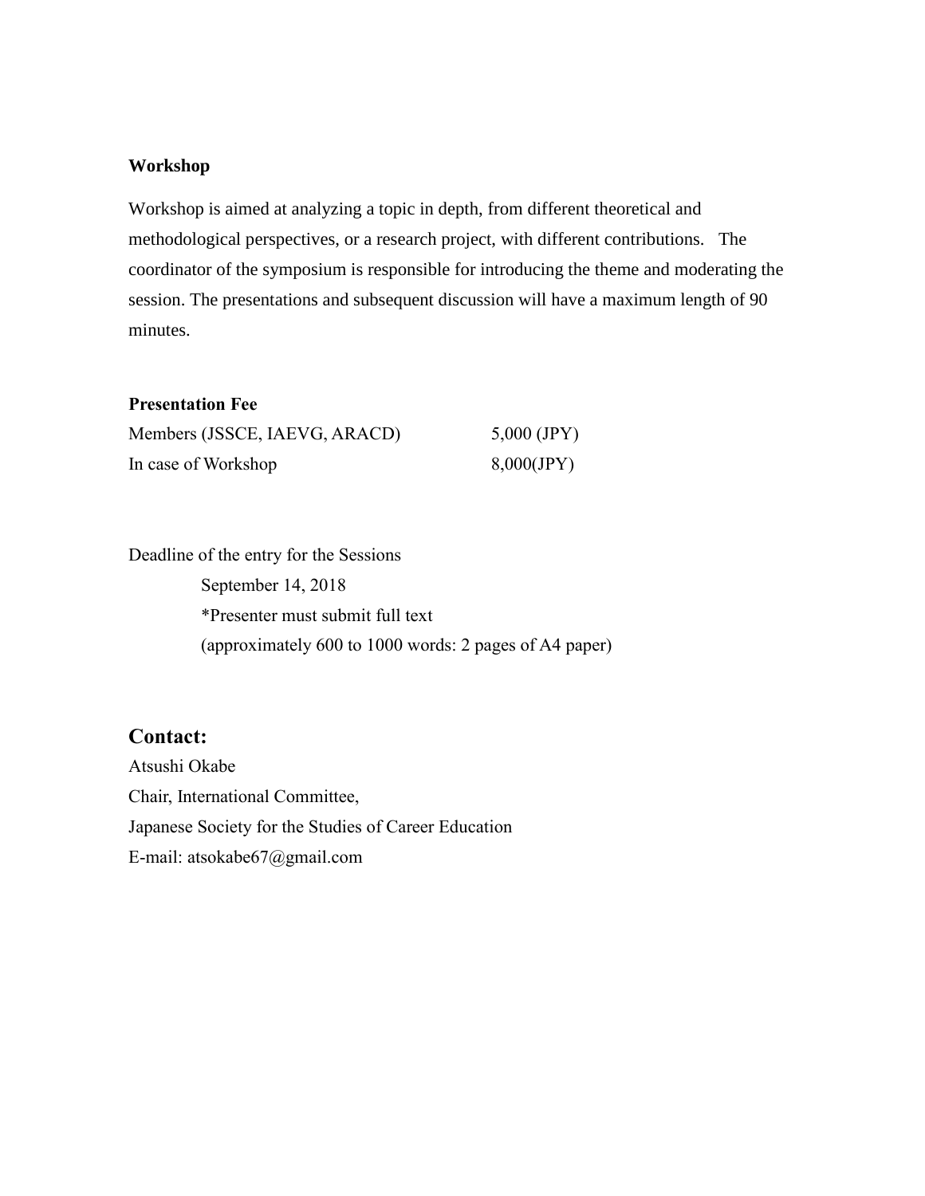**Workshop**

Workshop is aimed at analyzing a topic in depth, from different theoretical and methodological perspectives, or a research project, with different contributions. The coordinator of the symposium is responsible for introducing the theme and moderating the session. The presentations and subsequent discussion will have a maximum length of 90 minutes.

**Presentation Fee**

| | |
|---|---|
| Members (JSSCE, IAEVG, ARACD) | 5,000 (JPY) |
| In case of Workshop | 8,000(JPY) |

Deadline of the entry for the Sessions

September 14, 2018

*Presenter must submit full text

(approximately 600 to 1000 words: 2 pages of A4 paper)

## Contact:

Atsushi Okabe
Chair, International Committee,
Japanese Society for the Studies of Career Education
E-mail: atsokabe67@gmail.com